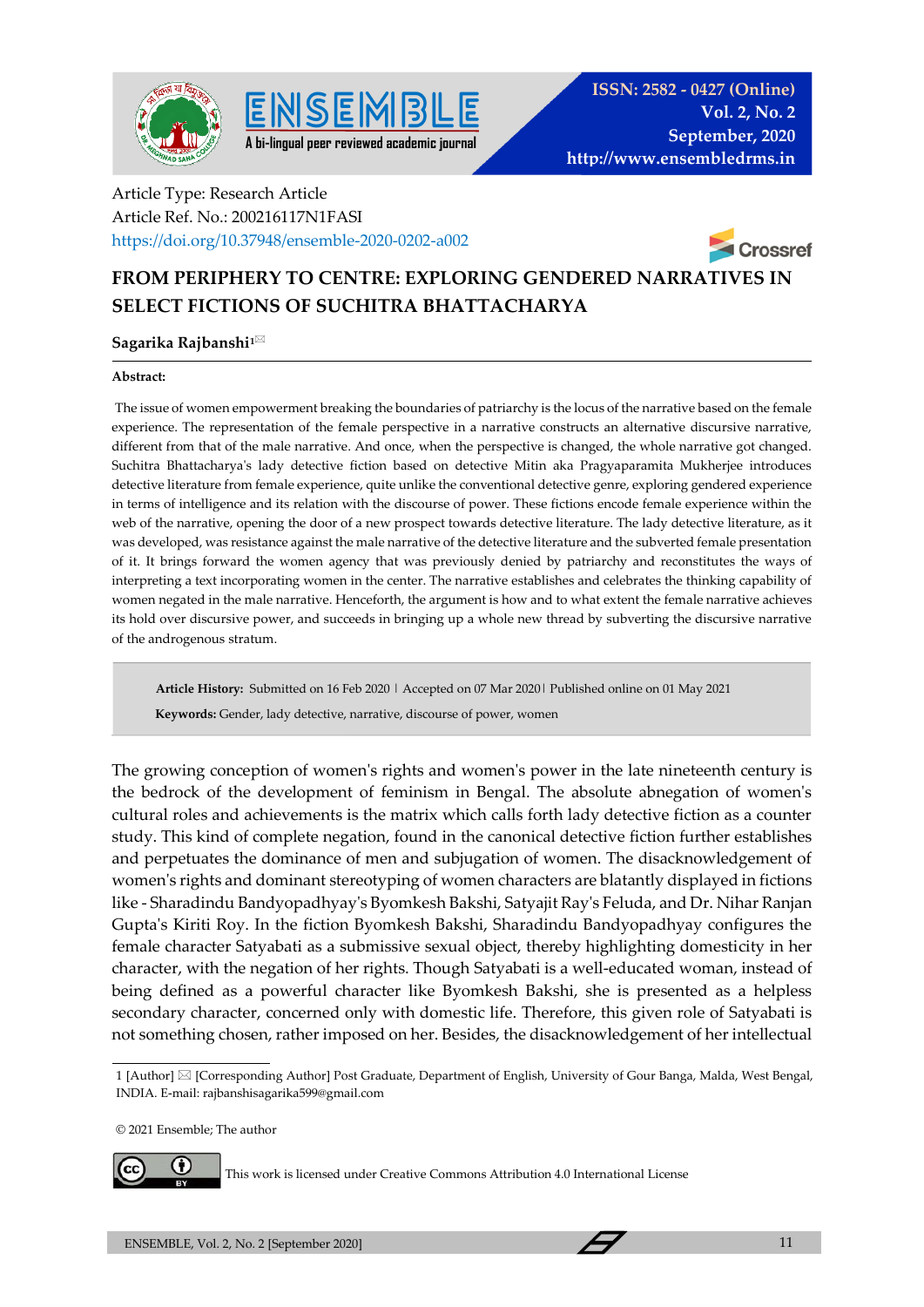Article Type: Research Article
Article Ref. No.: 200216117N1FASI
https://doi.org/10.37948/ensemble-2020-0202-a002

# FROM PERIPHERY TO CENTRE: EXPLORING GENDERED NARRATIVES IN SELECT FICTIONS OF SUCHITRA BHATTACHARYA

**Sagarika Rajbanshi**[1]

**Abstract:**

The issue of women empowerment breaking the boundaries of patriarchy is the locus of the narrative based on the female experience. The representation of the female perspective in a narrative constructs an alternative discursive narrative, different from that of the male narrative. And once, when the perspective is changed, the whole narrative got changed. Suchitra Bhattacharya's lady detective fiction based on detective Mitin aka Pragyaparamita Mukherjee introduces detective literature from female experience, quite unlike the conventional detective genre, exploring gendered experience in terms of intelligence and its relation with the discourse of power. These fictions encode female experience within the web of the narrative, opening the door of a new prospect towards detective literature. The lady detective literature, as it was developed, was resistance against the male narrative of the detective literature and the subverted female presentation of it. It brings forward the women agency that was previously denied by patriarchy and reconstitutes the ways of interpreting a text incorporating women in the center. The narrative establishes and celebrates the thinking capability of women negated in the male narrative. Henceforth, the argument is how and to what extent the female narrative achieves its hold over discursive power, and succeeds in bringing up a whole new thread by subverting the discursive narrative of the androgenous stratum.

**Article History:** Submitted on 16 Feb 2020 | Accepted on 07 Mar 2020 | Published online on 01 May 2021

**Keywords:** Gender, lady detective, narrative, discourse of power, women

The growing conception of women's rights and women's power in the late nineteenth century is the bedrock of the development of feminism in Bengal. The absolute abnegation of women's cultural roles and achievements is the matrix which calls forth lady detective fiction as a counter study. This kind of complete negation, found in the canonical detective fiction further establishes and perpetuates the dominance of men and subjugation of women. The disacknowledgement of women's rights and dominant stereotyping of women characters are blatantly displayed in fictions like - Sharadindu Bandyopadhyay's Byomkesh Bakshi, Satyajit Ray's Feluda, and Dr. Nihar Ranjan Gupta's Kiriti Roy. In the fiction Byomkesh Bakshi, Sharadindu Bandyopadhyay configures the female character Satyabati as a submissive sexual object, thereby highlighting domesticity in her character, with the negation of her rights. Though Satyabati is a well-educated woman, instead of being defined as a powerful character like Byomkesh Bakshi, she is presented as a helpless secondary character, concerned only with domestic life. Therefore, this given role of Satyabati is not something chosen, rather imposed on her. Besides, the disacknowledgement of her intellectual

---

[1] [Author] ✉ [Corresponding Author] Post Graduate, Department of English, University of Gour Banga, Malda, West Bengal, INDIA. E-mail: rajbanshisagarika599@gmail.com

© 2021 Ensemble; The author

This work is licensed under Creative Commons Attribution 4.0 International License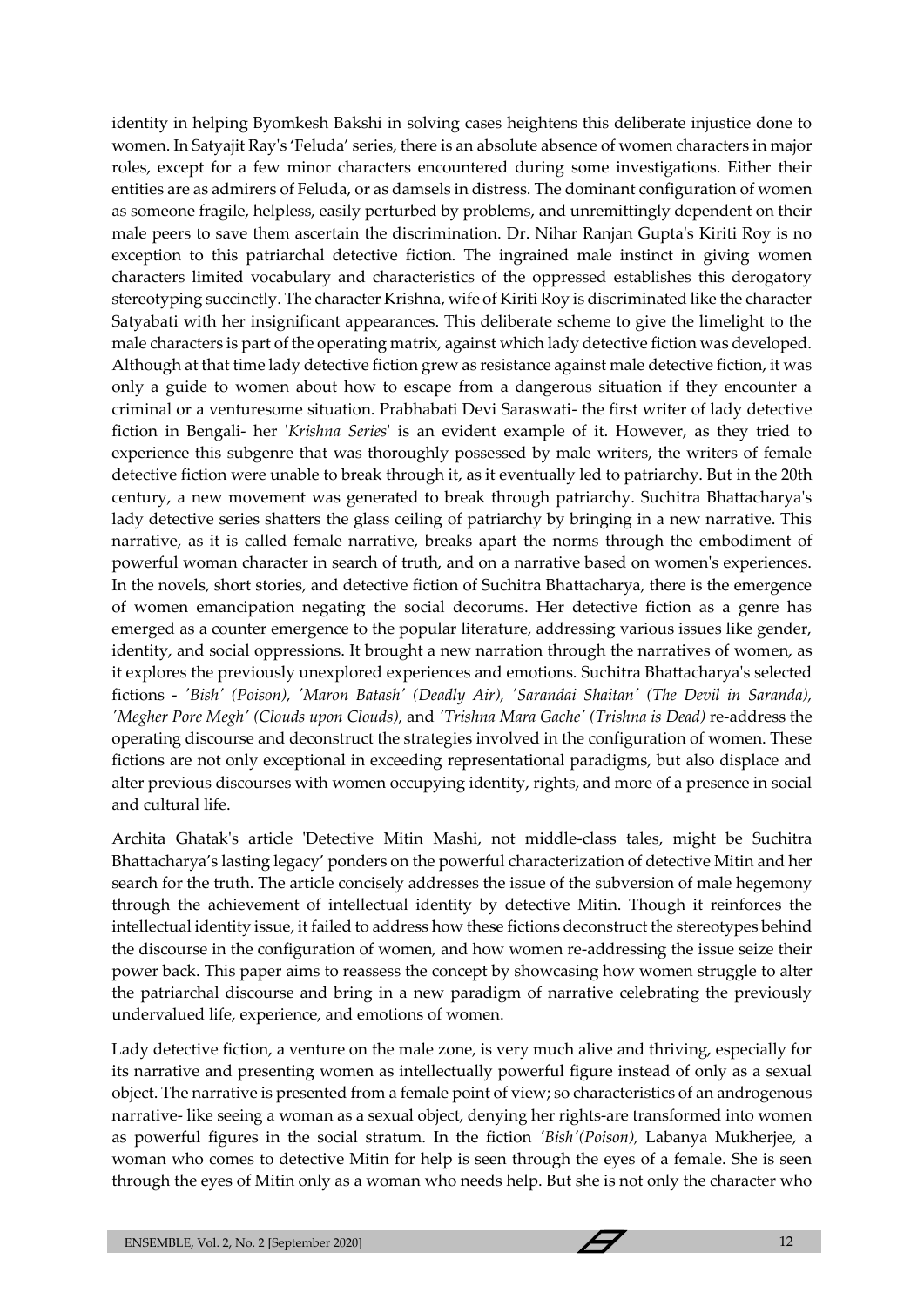identity in helping Byomkesh Bakshi in solving cases heightens this deliberate injustice done to women. In Satyajit Ray's 'Feluda' series, there is an absolute absence of women characters in major roles, except for a few minor characters encountered during some investigations. Either their entities are as admirers of Feluda, or as damsels in distress. The dominant configuration of women as someone fragile, helpless, easily perturbed by problems, and unremittingly dependent on their male peers to save them ascertain the discrimination. Dr. Nihar Ranjan Gupta's Kiriti Roy is no exception to this patriarchal detective fiction. The ingrained male instinct in giving women characters limited vocabulary and characteristics of the oppressed establishes this derogatory stereotyping succinctly. The character Krishna, wife of Kiriti Roy is discriminated like the character Satyabati with her insignificant appearances. This deliberate scheme to give the limelight to the male characters is part of the operating matrix, against which lady detective fiction was developed. Although at that time lady detective fiction grew as resistance against male detective fiction, it was only a guide to women about how to escape from a dangerous situation if they encounter a criminal or a venturesome situation. Prabhabati Devi Saraswati- the first writer of lady detective fiction in Bengali- her '*Krishna Series*' is an evident example of it. However, as they tried to experience this subgenre that was thoroughly possessed by male writers, the writers of female detective fiction were unable to break through it, as it eventually led to patriarchy. But in the 20th century, a new movement was generated to break through patriarchy. Suchitra Bhattacharya's lady detective series shatters the glass ceiling of patriarchy by bringing in a new narrative. This narrative, as it is called female narrative, breaks apart the norms through the embodiment of powerful woman character in search of truth, and on a narrative based on women's experiences. In the novels, short stories, and detective fiction of Suchitra Bhattacharya, there is the emergence of women emancipation negating the social decorums. Her detective fiction as a genre has emerged as a counter emergence to the popular literature, addressing various issues like gender, identity, and social oppressions. It brought a new narration through the narratives of women, as it explores the previously unexplored experiences and emotions. Suchitra Bhattacharya's selected fictions - *'Bish' (Poison), 'Maron Batash' (Deadly Air), 'Sarandai Shaitan' (The Devil in Saranda), 'Megher Pore Megh' (Clouds upon Clouds),* and *'Trishna Mara Gache' (Trishna is Dead)* re-address the operating discourse and deconstruct the strategies involved in the configuration of women. These fictions are not only exceptional in exceeding representational paradigms, but also displace and alter previous discourses with women occupying identity, rights, and more of a presence in social and cultural life.

Archita Ghatak's article 'Detective Mitin Mashi, not middle-class tales, might be Suchitra Bhattacharya's lasting legacy' ponders on the powerful characterization of detective Mitin and her search for the truth. The article concisely addresses the issue of the subversion of male hegemony through the achievement of intellectual identity by detective Mitin. Though it reinforces the intellectual identity issue, it failed to address how these fictions deconstruct the stereotypes behind the discourse in the configuration of women, and how women re-addressing the issue seize their power back. This paper aims to reassess the concept by showcasing how women struggle to alter the patriarchal discourse and bring in a new paradigm of narrative celebrating the previously undervalued life, experience, and emotions of women.

Lady detective fiction, a venture on the male zone, is very much alive and thriving, especially for its narrative and presenting women as intellectually powerful figure instead of only as a sexual object. The narrative is presented from a female point of view; so characteristics of an androgenous narrative- like seeing a woman as a sexual object, denying her rights-are transformed into women as powerful figures in the social stratum. In the fiction *'Bish'(Poison),* Labanya Mukherjee, a woman who comes to detective Mitin for help is seen through the eyes of a female. She is seen through the eyes of Mitin only as a woman who needs help. But she is not only the character who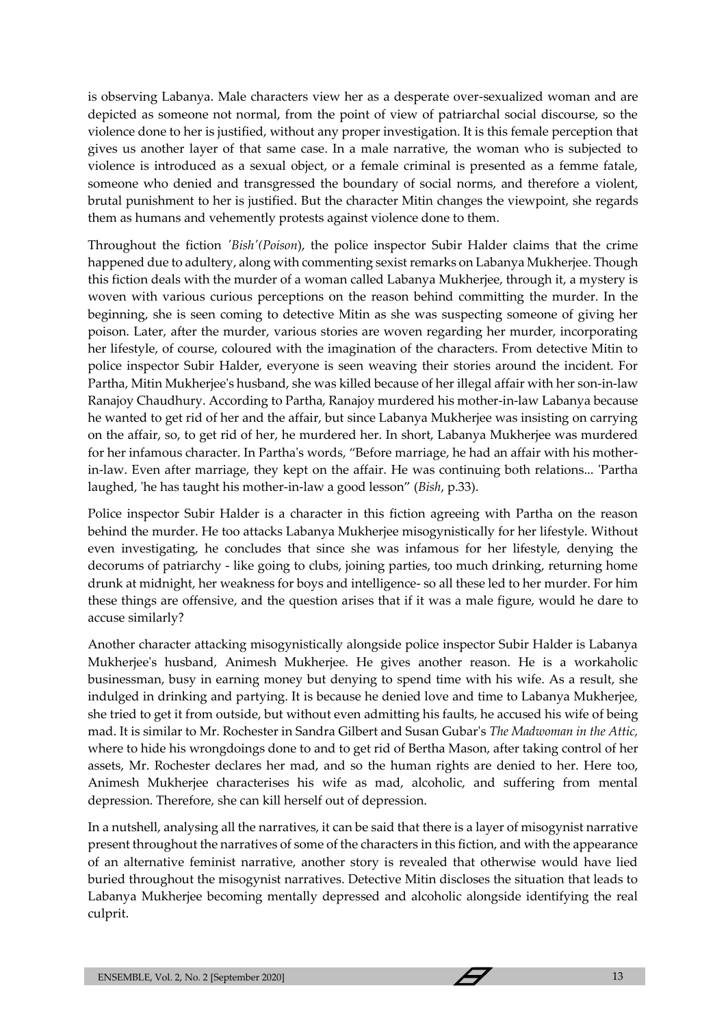is observing Labanya. Male characters view her as a desperate over-sexualized woman and are depicted as someone not normal, from the point of view of patriarchal social discourse, so the violence done to her is justified, without any proper investigation. It is this female perception that gives us another layer of that same case. In a male narrative, the woman who is subjected to violence is introduced as a sexual object, or a female criminal is presented as a femme fatale, someone who denied and transgressed the boundary of social norms, and therefore a violent, brutal punishment to her is justified. But the character Mitin changes the viewpoint, she regards them as humans and vehemently protests against violence done to them.

Throughout the fiction *'Bish'(Poison*), the police inspector Subir Halder claims that the crime happened due to adultery, along with commenting sexist remarks on Labanya Mukherjee. Though this fiction deals with the murder of a woman called Labanya Mukherjee, through it, a mystery is woven with various curious perceptions on the reason behind committing the murder. In the beginning, she is seen coming to detective Mitin as she was suspecting someone of giving her poison. Later, after the murder, various stories are woven regarding her murder, incorporating her lifestyle, of course, coloured with the imagination of the characters. From detective Mitin to police inspector Subir Halder, everyone is seen weaving their stories around the incident. For Partha, Mitin Mukherjee's husband, she was killed because of her illegal affair with her son-in-law Ranajoy Chaudhury. According to Partha, Ranajoy murdered his mother-in-law Labanya because he wanted to get rid of her and the affair, but since Labanya Mukherjee was insisting on carrying on the affair, so, to get rid of her, he murdered her. In short, Labanya Mukherjee was murdered for her infamous character. In Partha's words, "Before marriage, he had an affair with his mother-in-law. Even after marriage, they kept on the affair. He was continuing both relations... 'Partha laughed, 'he has taught his mother-in-law a good lesson" (*Bish*, p.33).

Police inspector Subir Halder is a character in this fiction agreeing with Partha on the reason behind the murder. He too attacks Labanya Mukherjee misogynistically for her lifestyle. Without even investigating, he concludes that since she was infamous for her lifestyle, denying the decorums of patriarchy - like going to clubs, joining parties, too much drinking, returning home drunk at midnight, her weakness for boys and intelligence- so all these led to her murder. For him these things are offensive, and the question arises that if it was a male figure, would he dare to accuse similarly?

Another character attacking misogynistically alongside police inspector Subir Halder is Labanya Mukherjee's husband, Animesh Mukherjee. He gives another reason. He is a workaholic businessman, busy in earning money but denying to spend time with his wife. As a result, she indulged in drinking and partying. It is because he denied love and time to Labanya Mukherjee, she tried to get it from outside, but without even admitting his faults, he accused his wife of being mad. It is similar to Mr. Rochester in Sandra Gilbert and Susan Gubar's *The Madwoman in the Attic,* where to hide his wrongdoings done to and to get rid of Bertha Mason, after taking control of her assets, Mr. Rochester declares her mad, and so the human rights are denied to her. Here too, Animesh Mukherjee characterises his wife as mad, alcoholic, and suffering from mental depression. Therefore, she can kill herself out of depression.

In a nutshell, analysing all the narratives, it can be said that there is a layer of misogynist narrative present throughout the narratives of some of the characters in this fiction, and with the appearance of an alternative feminist narrative, another story is revealed that otherwise would have lied buried throughout the misogynist narratives. Detective Mitin discloses the situation that leads to Labanya Mukherjee becoming mentally depressed and alcoholic alongside identifying the real culprit.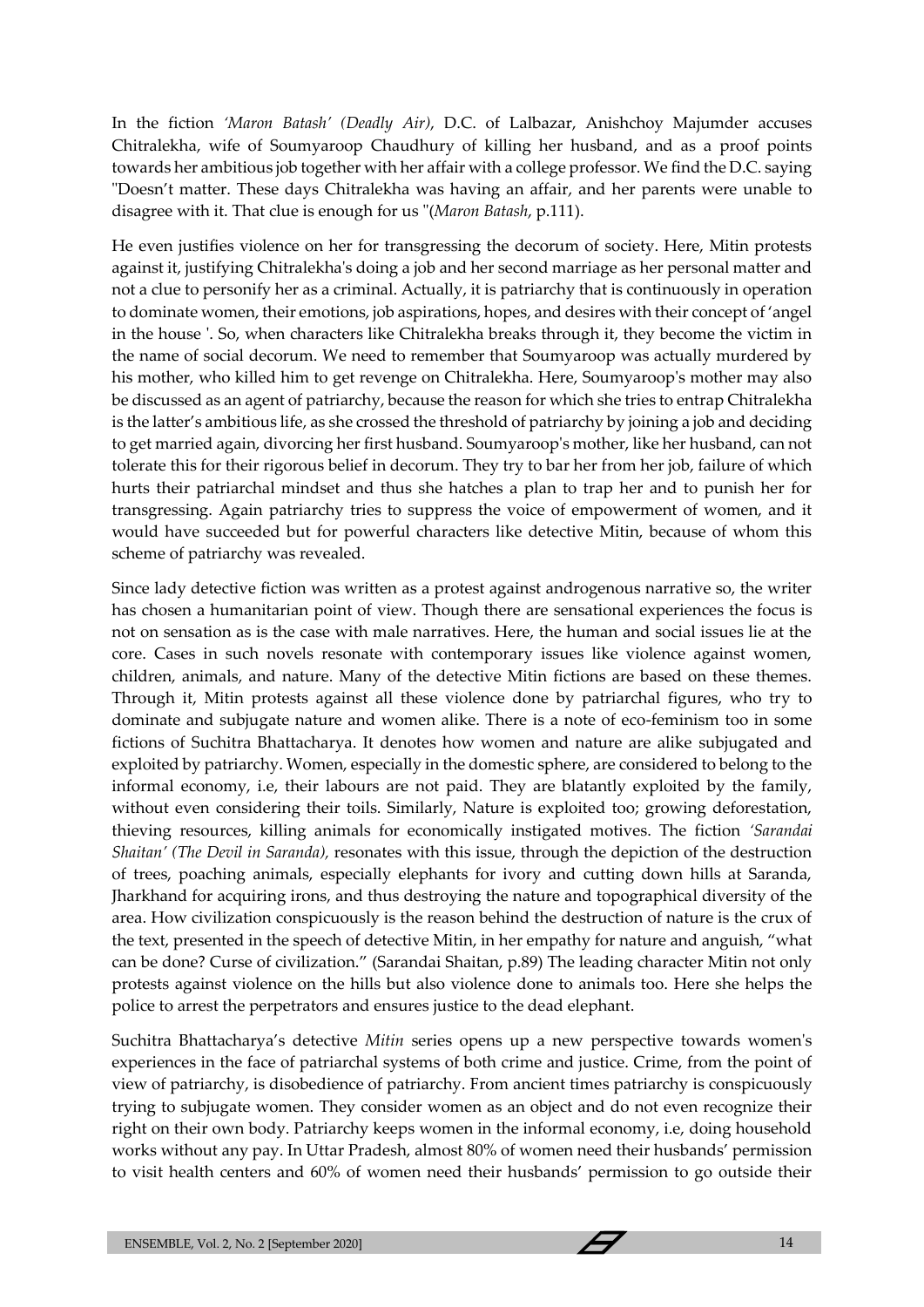In the fiction *'Maron Batash' (Deadly Air)*, D.C. of Lalbazar, Anishchoy Majumder accuses Chitralekha, wife of Soumyaroop Chaudhury of killing her husband, and as a proof points towards her ambitious job together with her affair with a college professor. We find the D.C. saying "Doesn't matter. These days Chitralekha was having an affair, and her parents were unable to disagree with it. That clue is enough for us "(*Maron Batash*, p.111).

He even justifies violence on her for transgressing the decorum of society. Here, Mitin protests against it, justifying Chitralekha's doing a job and her second marriage as her personal matter and not a clue to personify her as a criminal. Actually, it is patriarchy that is continuously in operation to dominate women, their emotions, job aspirations, hopes, and desires with their concept of 'angel in the house '. So, when characters like Chitralekha breaks through it, they become the victim in the name of social decorum. We need to remember that Soumyaroop was actually murdered by his mother, who killed him to get revenge on Chitralekha. Here, Soumyaroop's mother may also be discussed as an agent of patriarchy, because the reason for which she tries to entrap Chitralekha is the latter's ambitious life, as she crossed the threshold of patriarchy by joining a job and deciding to get married again, divorcing her first husband. Soumyaroop's mother, like her husband, can not tolerate this for their rigorous belief in decorum. They try to bar her from her job, failure of which hurts their patriarchal mindset and thus she hatches a plan to trap her and to punish her for transgressing. Again patriarchy tries to suppress the voice of empowerment of women, and it would have succeeded but for powerful characters like detective Mitin, because of whom this scheme of patriarchy was revealed.

Since lady detective fiction was written as a protest against androgenous narrative so, the writer has chosen a humanitarian point of view. Though there are sensational experiences the focus is not on sensation as is the case with male narratives. Here, the human and social issues lie at the core. Cases in such novels resonate with contemporary issues like violence against women, children, animals, and nature. Many of the detective Mitin fictions are based on these themes. Through it, Mitin protests against all these violence done by patriarchal figures, who try to dominate and subjugate nature and women alike. There is a note of eco-feminism too in some fictions of Suchitra Bhattacharya. It denotes how women and nature are alike subjugated and exploited by patriarchy. Women, especially in the domestic sphere, are considered to belong to the informal economy, i.e, their labours are not paid. They are blatantly exploited by the family, without even considering their toils. Similarly, Nature is exploited too; growing deforestation, thieving resources, killing animals for economically instigated motives. The fiction *'Sarandai Shaitan' (The Devil in Saranda),* resonates with this issue, through the depiction of the destruction of trees, poaching animals, especially elephants for ivory and cutting down hills at Saranda, Jharkhand for acquiring irons, and thus destroying the nature and topographical diversity of the area. How civilization conspicuously is the reason behind the destruction of nature is the crux of the text, presented in the speech of detective Mitin, in her empathy for nature and anguish, "what can be done? Curse of civilization." (Sarandai Shaitan, p.89) The leading character Mitin not only protests against violence on the hills but also violence done to animals too. Here she helps the police to arrest the perpetrators and ensures justice to the dead elephant.

Suchitra Bhattacharya's detective *Mitin* series opens up a new perspective towards women's experiences in the face of patriarchal systems of both crime and justice. Crime, from the point of view of patriarchy, is disobedience of patriarchy. From ancient times patriarchy is conspicuously trying to subjugate women. They consider women as an object and do not even recognize their right on their own body. Patriarchy keeps women in the informal economy, i.e, doing household works without any pay. In Uttar Pradesh, almost 80% of women need their husbands' permission to visit health centers and 60% of women need their husbands' permission to go outside their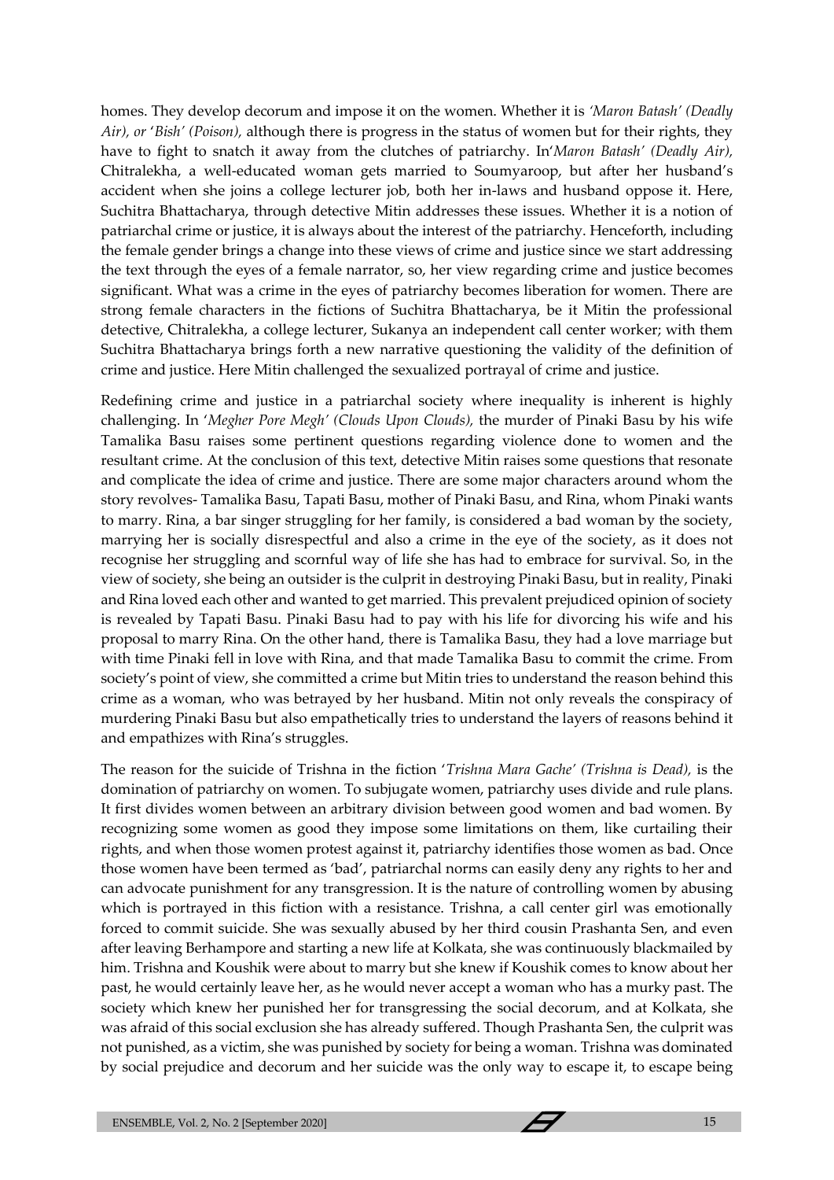homes. They develop decorum and impose it on the women. Whether it is *'Maron Batash' (Deadly Air), or 'Bish' (Poison),* although there is progress in the status of women but for their rights, they have to fight to snatch it away from the clutches of patriarchy. In*'Maron Batash' (Deadly Air),* Chitralekha, a well-educated woman gets married to Soumyaroop, but after her husband's accident when she joins a college lecturer job, both her in-laws and husband oppose it. Here, Suchitra Bhattacharya, through detective Mitin addresses these issues. Whether it is a notion of patriarchal crime or justice, it is always about the interest of the patriarchy. Henceforth, including the female gender brings a change into these views of crime and justice since we start addressing the text through the eyes of a female narrator, so, her view regarding crime and justice becomes significant. What was a crime in the eyes of patriarchy becomes liberation for women. There are strong female characters in the fictions of Suchitra Bhattacharya, be it Mitin the professional detective, Chitralekha, a college lecturer, Sukanya an independent call center worker; with them Suchitra Bhattacharya brings forth a new narrative questioning the validity of the definition of crime and justice. Here Mitin challenged the sexualized portrayal of crime and justice.

Redefining crime and justice in a patriarchal society where inequality is inherent is highly challenging. In '*Megher Pore Megh' (Clouds Upon Clouds),* the murder of Pinaki Basu by his wife Tamalika Basu raises some pertinent questions regarding violence done to women and the resultant crime. At the conclusion of this text, detective Mitin raises some questions that resonate and complicate the idea of crime and justice. There are some major characters around whom the story revolves- Tamalika Basu, Tapati Basu, mother of Pinaki Basu, and Rina, whom Pinaki wants to marry. Rina, a bar singer struggling for her family, is considered a bad woman by the society, marrying her is socially disrespectful and also a crime in the eye of the society, as it does not recognise her struggling and scornful way of life she has had to embrace for survival. So, in the view of society, she being an outsider is the culprit in destroying Pinaki Basu, but in reality, Pinaki and Rina loved each other and wanted to get married. This prevalent prejudiced opinion of society is revealed by Tapati Basu. Pinaki Basu had to pay with his life for divorcing his wife and his proposal to marry Rina. On the other hand, there is Tamalika Basu, they had a love marriage but with time Pinaki fell in love with Rina, and that made Tamalika Basu to commit the crime. From society's point of view, she committed a crime but Mitin tries to understand the reason behind this crime as a woman, who was betrayed by her husband. Mitin not only reveals the conspiracy of murdering Pinaki Basu but also empathetically tries to understand the layers of reasons behind it and empathizes with Rina's struggles.

The reason for the suicide of Trishna in the fiction '*Trishna Mara Gache' (Trishna is Dead),* is the domination of patriarchy on women. To subjugate women, patriarchy uses divide and rule plans. It first divides women between an arbitrary division between good women and bad women. By recognizing some women as good they impose some limitations on them, like curtailing their rights, and when those women protest against it, patriarchy identifies those women as bad. Once those women have been termed as 'bad', patriarchal norms can easily deny any rights to her and can advocate punishment for any transgression. It is the nature of controlling women by abusing which is portrayed in this fiction with a resistance. Trishna, a call center girl was emotionally forced to commit suicide. She was sexually abused by her third cousin Prashanta Sen, and even after leaving Berhampore and starting a new life at Kolkata, she was continuously blackmailed by him. Trishna and Koushik were about to marry but she knew if Koushik comes to know about her past, he would certainly leave her, as he would never accept a woman who has a murky past. The society which knew her punished her for transgressing the social decorum, and at Kolkata, she was afraid of this social exclusion she has already suffered. Though Prashanta Sen, the culprit was not punished, as a victim, she was punished by society for being a woman. Trishna was dominated by social prejudice and decorum and her suicide was the only way to escape it, to escape being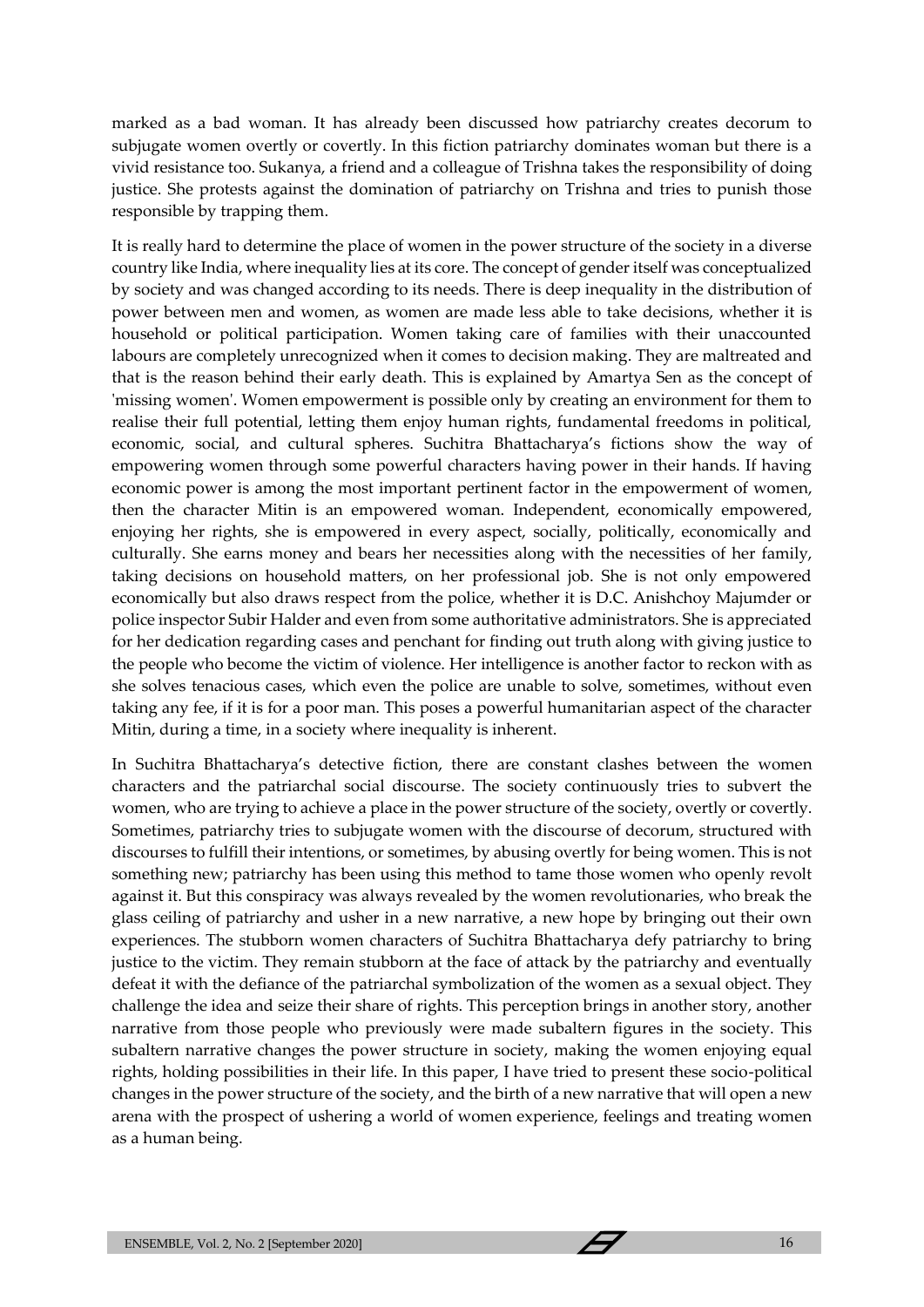marked as a bad woman. It has already been discussed how patriarchy creates decorum to subjugate women overtly or covertly. In this fiction patriarchy dominates woman but there is a vivid resistance too. Sukanya, a friend and a colleague of Trishna takes the responsibility of doing justice. She protests against the domination of patriarchy on Trishna and tries to punish those responsible by trapping them.

It is really hard to determine the place of women in the power structure of the society in a diverse country like India, where inequality lies at its core. The concept of gender itself was conceptualized by society and was changed according to its needs. There is deep inequality in the distribution of power between men and women, as women are made less able to take decisions, whether it is household or political participation. Women taking care of families with their unaccounted labours are completely unrecognized when it comes to decision making. They are maltreated and that is the reason behind their early death. This is explained by Amartya Sen as the concept of 'missing women'. Women empowerment is possible only by creating an environment for them to realise their full potential, letting them enjoy human rights, fundamental freedoms in political, economic, social, and cultural spheres. Suchitra Bhattacharya's fictions show the way of empowering women through some powerful characters having power in their hands. If having economic power is among the most important pertinent factor in the empowerment of women, then the character Mitin is an empowered woman. Independent, economically empowered, enjoying her rights, she is empowered in every aspect, socially, politically, economically and culturally. She earns money and bears her necessities along with the necessities of her family, taking decisions on household matters, on her professional job. She is not only empowered economically but also draws respect from the police, whether it is D.C. Anishchoy Majumder or police inspector Subir Halder and even from some authoritative administrators. She is appreciated for her dedication regarding cases and penchant for finding out truth along with giving justice to the people who become the victim of violence. Her intelligence is another factor to reckon with as she solves tenacious cases, which even the police are unable to solve, sometimes, without even taking any fee, if it is for a poor man. This poses a powerful humanitarian aspect of the character Mitin, during a time, in a society where inequality is inherent.

In Suchitra Bhattacharya's detective fiction, there are constant clashes between the women characters and the patriarchal social discourse. The society continuously tries to subvert the women, who are trying to achieve a place in the power structure of the society, overtly or covertly. Sometimes, patriarchy tries to subjugate women with the discourse of decorum, structured with discourses to fulfill their intentions, or sometimes, by abusing overtly for being women. This is not something new; patriarchy has been using this method to tame those women who openly revolt against it. But this conspiracy was always revealed by the women revolutionaries, who break the glass ceiling of patriarchy and usher in a new narrative, a new hope by bringing out their own experiences. The stubborn women characters of Suchitra Bhattacharya defy patriarchy to bring justice to the victim. They remain stubborn at the face of attack by the patriarchy and eventually defeat it with the defiance of the patriarchal symbolization of the women as a sexual object. They challenge the idea and seize their share of rights. This perception brings in another story, another narrative from those people who previously were made subaltern figures in the society. This subaltern narrative changes the power structure in society, making the women enjoying equal rights, holding possibilities in their life. In this paper, I have tried to present these socio-political changes in the power structure of the society, and the birth of a new narrative that will open a new arena with the prospect of ushering a world of women experience, feelings and treating women as a human being.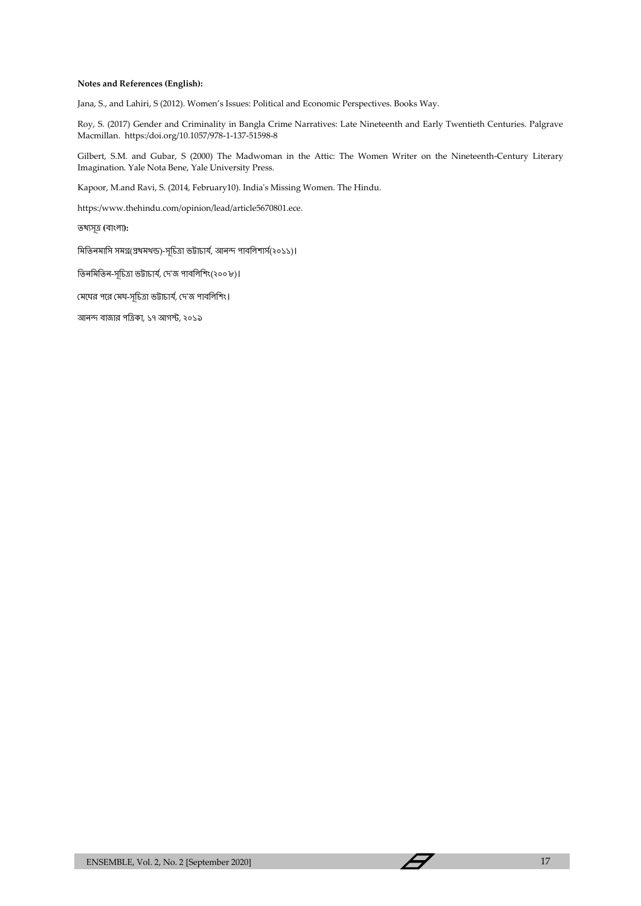**Notes and References (English):**

Jana, S., and Lahiri, S (2012). Women's Issues: Political and Economic Perspectives. Books Way.

Roy, S. (2017) Gender and Criminality in Bangla Crime Narratives: Late Nineteenth and Early Twentieth Centuries. Palgrave Macmillan. https:/doi.org/10.1057/978-1-137-51598-8

Gilbert, S.M. and Gubar, S (2000) The Madwoman in the Attic: The Women Writer on the Nineteenth-Century Literary Imagination. Yale Nota Bene, Yale University Press.

Kapoor, M.and Ravi, S. (2014, February10). India's Missing Women. The Hindu.

https:/www.thehindu.com/opinion/lead/article5670801.ece.

তথ্যসূত্র (বাংলা):

মিতিনমাসি সমগ্র(প্রথমখন্ড)-সুচিত্রা ভট্টাচার্য, আনন্দ পাবলিশার্স(২০১১)।

তিনমিতিন-সুচিত্রা ভট্টাচার্য, দে'জ পাবলিশিং(২০০৮)।

মেঘের পরে মেঘ-সুচিত্রা ভট্টাচার্য, দে'জ পাবলিশিং।

আনন্দ বাজার পত্রিকা, ১৭ আগস্ট, ২০১৯